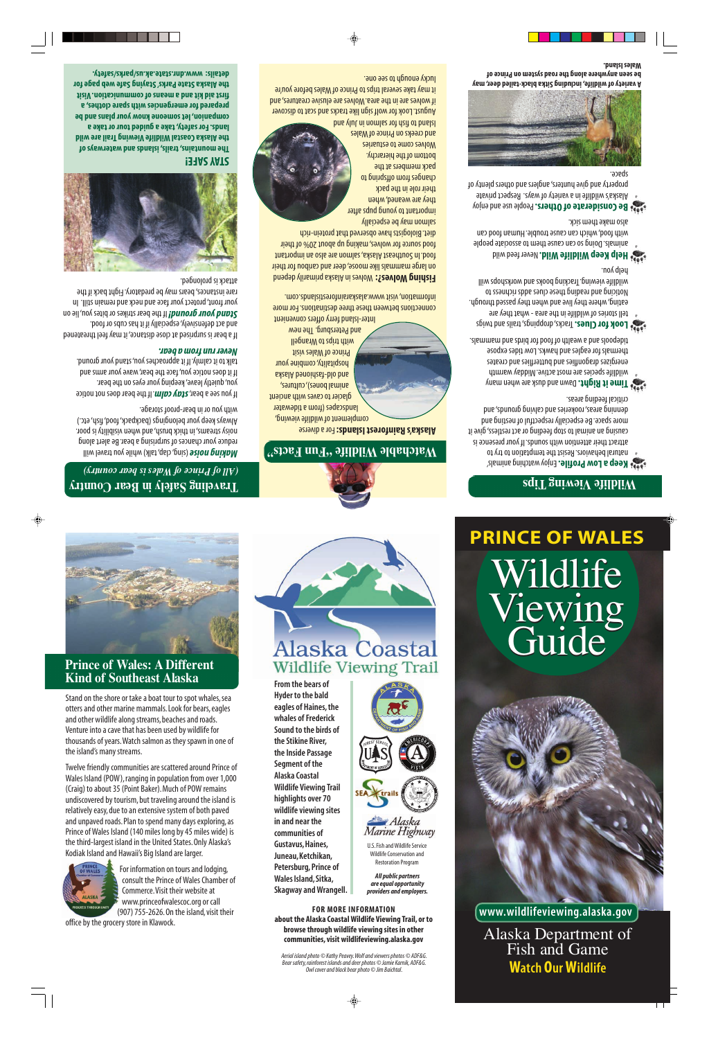## Wildlife Viewing Tips

**Keep a Low Profile.** Enjoy watching animals' natural behavior. Resist the temptation to try to attract their attention with sounds. If your presence is causing an animal to stop feeding or act restless, give it more space. Be especially respectful of nesting and denning areas, rookeries and calving grounds, and critical feeding areas.

**Time it Right.** Dawn and dusk are when many wildlife species are most active. Midday warmth energizes dragonflies and butterflies and creates thermals for eagles and hawks. Low tides expose tidepools and a wealth of food for birds and mammals.

**Look for Clues.** Tracks, droppings, trails and twigs tell stories of wildlife in the area - what they are eating, where they live and when they passed through. Noticing and reading these clues adds richness to wildlife viewing. Tracking books and workshops will help you.

**Help Keep Wildlife Wild.** Never feed wild animals. Doing so can cause them to associate people with food, which can cause trouble. Human food can also make them sick.

**Be Considerate of Others.** People use and enjoy Alaska's wildlife in a variety of ways. Respect private property and give hunters, anglers and others plenty of space.

A variety of wildlife, including Sitka black-tailed deer, may be seen anywhere along the road system on Prince of Wales Island.

## Watchable Wildlife "Fun Facts"

**Alaska's Rainforest Islands:** For a diverse complement of wildlife viewing, landscapes (from a tidewater glacier to caves with ancient animal bones), cultures, and old-fashioned Alaska hospitality, combine your Prince of Wales visit with trips to Wrangell and Petersburg. The new Inter-Island ferry offers convenient connections between these three destinations. For more information, visit www.alaskarainforestislands.com.

**Fishing Wolves?:** Wolves in Alaska primarily depend on large mammals like moose, deer and caribou for their food. In Southeast Alaska, salmon are also an important food source for wolves, making up about 20% of their diet. Biologists have observed that protein-rich salmon may be especially important to young pups after they are weaned, when their role in the pack changes from offspring to pack member at the bottom of the hierarchy. Wolves come to estuaries and creeks on Prince of Wales Island to fish for salmon in July and August. Look for wolf sign like tracks and scat to discover if wolves are in the area. Wolves are elusive creatures, and it may take several trips to Prince of Wales before you're lucky enough to see one.

## Traveling Safely in Bear Country

*(All of Prince of Wales is bear country)*

***Making noise*** (sing, clap, talk) while you travel will reduce your chances of surprising a bear. Be alert along noisy streams, in thick brush, and when visibility is poor. Always keep your belongings (backpack, food, fish, etc.) with you or in bear-proof storage.

If you see a bear, ***stay calm***. If the bear does not notice you, quietly leave, keeping your eyes on the bear. If it does notice you, face the bear, wave your arms and talk to it calmly. If it approaches you, stand your ground.

***Never run from a bear.***

If a bear is surprised at close distance, it may feel threatened and act defensively, especially if it has cubs or food. ***Stand your ground!*** If the bear strikes or bites you, lie on your front, protect your face and neck and remain still. In rare instances, bears may be predatory. Fight back if the attack is prolonged.

### STAY SAFE!

**The mountains, trails, islands and waterways of the Alaska Coastal Wildlife Viewing Trail are wild lands. For safety, take a guided tour or take a companion, let someone know your plans and be prepared for emergencies with spare clothes, a first aid kit and a means of communication. Visit the Alaska State Parks' Staying Safe web page for details: www.dnr.state.ak.us/parks/safety.**

## Prince of Wales: A Different Kind of Southeast Alaska

Stand on the shore or take a boat tour to spot whales, sea otters and other marine mammals. Look for bears, eagles and other wildlife along streams, beaches and roads. Venture into a cave that has been used by wildlife for thousands of years. Watch salmon as they spawn in one of the island's many streams.

Twelve friendly communities are scattered around Prince of Wales Island (POW), ranging in population from over 1,000 (Craig) to about 35 (Point Baker). Much of POW remains undiscovered by tourism, but traveling around the island is relatively easy, due to an extensive system of both paved and unpaved roads. Plan to spend many days exploring, as Prince of Wales Island (140 miles long by 45 miles wide) is the third-largest island in the United States. Only Alaska's Kodiak Island and Hawaii's Big Island are larger.

For information on tours and lodging, consult the Prince of Wales Chamber of Commerce. Visit their website at www.princeofwalescoc.org or call (907) 755-2626. On the island, visit their office by the grocery store in Klawock.

## Alaska Coastal Wildlife Viewing Trail

**From the bears of Hyder to the bald eagles of Haines, the whales of Frederick Sound to the birds of the Stikine River, the Inside Passage Segment of the Alaska Coastal Wildlife Viewing Trail highlights over 70 wildlife viewing sites in and near the communities of Gustavus, Haines, Juneau, Ketchikan, Petersburg, Prince of Wales Island, Sitka, Skagway and Wrangell.**

U.S. Fish and Wildlife Service Wildlife Conservation and Restoration Program

*All public partners are equal opportunity providers and employers.*

**FOR MORE INFORMATION about the Alaska Coastal Wildlife Viewing Trail, or to browse through wildlife viewing sites in other communities, visit wildlifeviewing.alaska.gov**

*Aerial island photo © Kathy Peavey. Wolf and viewers photos © ADF&G. Bear safety, rainforest islands and deer photos © Jamie Karnik, ADF&G. Owl cover and black bear photo © Jim Baichtal.*

# PRINCE OF WALES
# Wildlife Viewing Guide

www.wildlifeviewing.alaska.gov

Alaska Department of Fish and Game

**Watch Our Wildlife**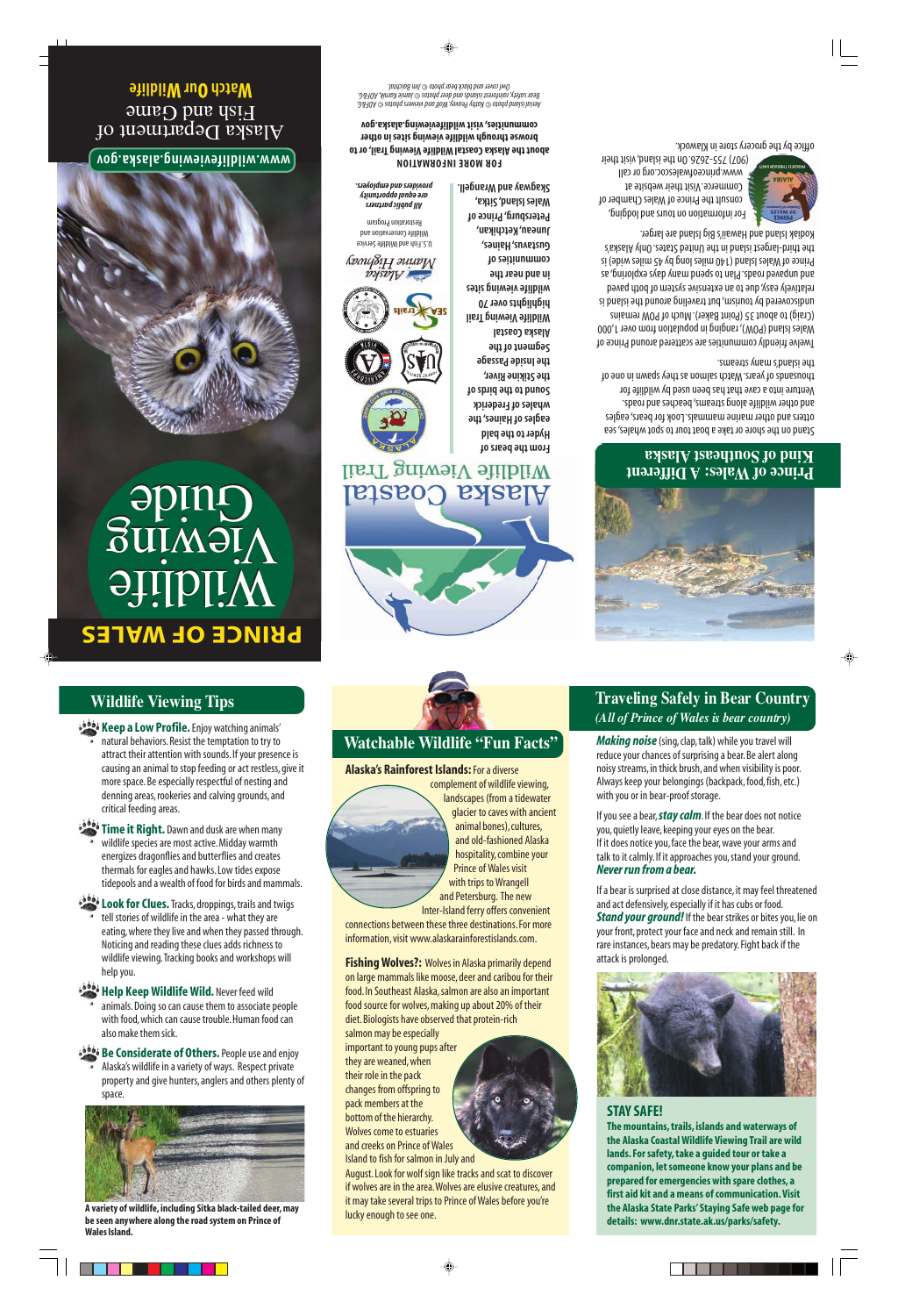# PRINCE OF WALES

# Wildlife Viewing Guide

www.wildlifeviewing.alaska.gov

Alaska Department of Fish and Game

**Watch Our Wildlife**

## Prince of Wales: A Different Kind of Southeast Alaska

Stand on the shore or take a boat tour to spot whales, sea otters and other marine mammals. Look for bears, eagles and other wildlife along streams, beaches and roads. Venture into a cave that has been used by wildlife for thousands of years. Watch salmon as they spawn in one of the island's many streams.

Twelve friendly communities are scattered around Prince of Wales Island (POW), ranging in population from over 1,000 (Craig) to about 35 (Point Baker). Much of POW remains undiscovered by tourism, but traveling around the island is relatively easy, due to an extensive system of both paved and unpaved roads. Plan to spend many days exploring, as Prince of Wales Island (140 miles long by 45 miles wide) is the third-largest island in the United States. Only Alaska's Kodiak Island and Hawaii's Big Island are larger.

For information on tours and lodging, consult the Prince of Wales Chamber of Commerce. Visit their website at www.princeofwalescoc.org or call (907) 755-2626. On the island, visit their office by the grocery store in Klawock.

## Alaska Coastal Wildlife Viewing Trail

**From the bears of Hyder to the bald eagles of Haines, the whales of Frederick Sound to the birds of the Stikine River, the Inside Passage Segment of the Alaska Coastal Wildlife Viewing Trail highlights over 70 wildlife viewing sites in and near the communities of Gustavus, Haines, Juneau, Ketchikan, Petersburg, Prince of Wales Island, Sitka, Skagway and Wrangell.**

U.S. Fish and Wildlife Service Wildlife Conservation and Restoration Program

*All public partners are equal opportunity providers and employers.*

**FOR MORE INFORMATION about the Alaska Coastal Wildlife Viewing Trail, or to browse through wildlife viewing sites in other communities, visit wildlifeviewing.alaska.gov**

*Aerial island photo © Kathy Peavey. Wolf and viewers photos © ADF&G. Bear safety, rainforest islands and deer photos © Jamie Karnik, ADF&G. Owl cover and black bear photo © Jim Baichtal.*

## Wildlife Viewing Tips

**Keep a Low Profile.** Enjoy watching animals' natural behaviors. Resist the temptation to try to attract their attention with sounds. If your presence is causing an animal to stop feeding or act restless, give it more space. Be especially respectful of nesting and denning areas, rookeries and calving grounds, and critical feeding areas.

**Time it Right.** Dawn and dusk are when many wildlife species are most active. Midday warmth energizes dragonflies and butterflies and creates thermals for eagles and hawks. Low tides expose tidepools and a wealth of food for birds and mammals.

**Look for Clues.** Tracks, droppings, trails and twigs tell stories of wildlife in the area - what they are eating, where they live and when they passed through. Noticing and reading these clues adds richness to wildlife viewing. Tracking books and workshops will help you.

**Help Keep Wildlife Wild.** Never feed wild animals. Doing so can cause them to associate people with food, which can cause trouble. Human food can also make them sick.

**Be Considerate of Others.** People use and enjoy Alaska's wildlife in a variety of ways. Respect private property and give hunters, anglers and others plenty of space.

**A variety of wildlife, including Sitka black-tailed deer, may be seen anywhere along the road system on Prince of Wales Island.**

## Watchable Wildlife "Fun Facts"

**Alaska's Rainforest Islands:** For a diverse complement of wildlife viewing, landscapes (from a tidewater glacier to caves with ancient animal bones), cultures, and old-fashioned Alaska hospitality, combine your Prince of Wales visit with trips to Wrangell and Petersburg. The new Inter-Island ferry offers convenient connections between these three destinations. For more information, visit www.alaskarainforestislands.com.

**Fishing Wolves?:** Wolves in Alaska primarily depend on large mammals like moose, deer and caribou for their food. In Southeast Alaska, salmon are also an important food source for wolves, making up about 20% of their diet. Biologists have observed that protein-rich salmon may be especially important to young pups after they are weaned, when their role in the pack changes from offspring to pack members at the bottom of the hierarchy. Wolves come to estuaries and creeks on Prince of Wales Island to fish for salmon in July and August. Look for wolf sign like tracks and scat to discover if wolves are in the area. Wolves are elusive creatures, and it may take several trips to Prince of Wales before you're lucky enough to see one.

## Traveling Safely in Bear Country
*(All of Prince of Wales is bear country)*

***Making noise*** (sing, clap, talk) while you travel will reduce your chances of surprising a bear. Be alert along noisy streams, in thick brush, and when visibility is poor. Always keep your belongings (backpack, food, fish, etc.) with you or in bear-proof storage.

If you see a bear, ***stay calm***. If the bear does not notice you, quietly leave, keeping your eyes on the bear. If it does notice you, face the bear, wave your arms and talk to it calmly. If it approaches you, stand your ground. ***Never run from a bear.***

If a bear is surprised at close distance, it may feel threatened and act defensively, especially if it has cubs or food. ***Stand your ground!*** If the bear strikes or bites you, lie on your front, protect your face and neck and remain still. In rare instances, bears may be predatory. Fight back if the attack is prolonged.

### STAY SAFE!

**The mountains, trails, islands and waterways of the Alaska Coastal Wildlife Viewing Trail are wild lands. For safety, take a guided tour or take a companion, let someone know your plans and be prepared for emergencies with spare clothes, a first aid kit and a means of communication. Visit the Alaska State Parks' Staying Safe web page for details: www.dnr.state.ak.us/parks/safety.**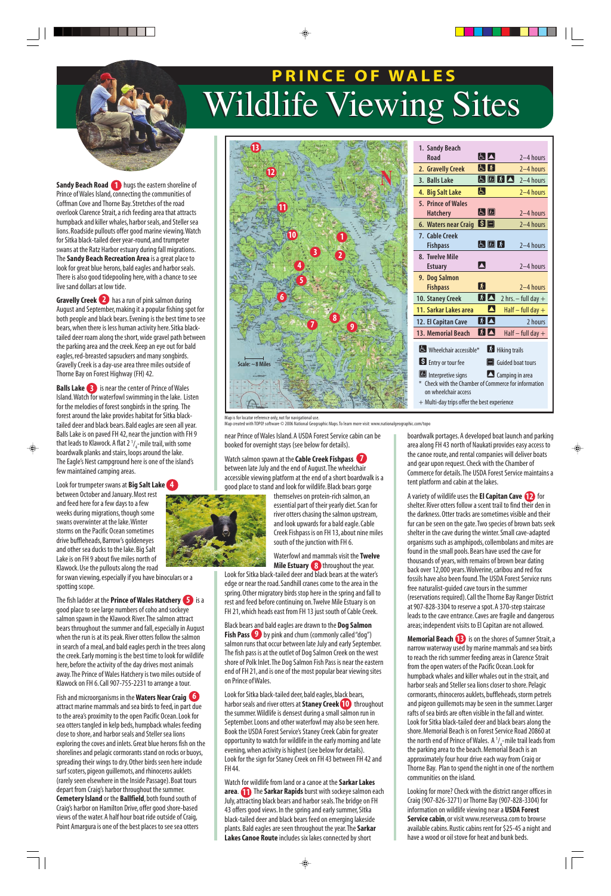# PRINCE OF WALES

# Wildlife Viewing Sites

**Sandy Beach Road** 1 hugs the eastern shoreline of Prince of Wales Island, connecting the communities of Coffman Cove and Thorne Bay. Stretches of the road overlook Clarence Strait, a rich feeding area that attracts humpback and killer whales, harbor seals, and Steller sea lions. Roadside pullouts offer good marine viewing. Watch for Sitka black-tailed deer year-round, and trumpeter swans at the Ratz Harbor estuary during fall migrations. The **Sandy Beach Recreation Area** is a great place to look for great blue herons, bald eagles and harbor seals. There is also good tidepooling here, with a chance to see live sand dollars at low tide.

**Gravelly Creek** 2 has a run of pink salmon during August and September, making it a popular fishing spot for both people and black bears. Evening is the best time to see bears, when there is less human activity here. Sitka black-tailed deer roam along the short, wide gravel path between the parking area and the creek. Keep an eye out for bald eagles, red-breasted sapsuckers and many songbirds. Gravelly Creek is a day-use area three miles outside of Thorne Bay on Forest Highway (FH) 42.

**Balls Lake** 3 is near the center of Prince of Wales Island. Watch for waterfowl swimming in the lake. Listen for the melodies of forest songbirds in the spring. The forest around the lake provides habitat for Sitka black-tailed deer and black bears. Bald eagles are seen all year. Balls Lake is on paved FH 42, near the junction with FH 9 that leads to Klawock. A flat 2 1/4-mile trail, with some boardwalk planks and stairs, loops around the lake. The Eagle's Nest campground here is one of the island's few maintained camping areas.

Look for trumpeter swans at **Big Salt Lake** 4 between October and January. Most rest and feed here for a few days to a few weeks during migrations, though some swans overwinter at the lake. Winter storms on the Pacific Ocean sometimes drive buffleheads, Barrow's goldeneyes and other sea ducks to the lake. Big Salt Lake is on FH 9 about five miles north of Klawock. Use the pullouts along the road for swan viewing, especially if you have binoculars or a spotting scope.

The fish ladder at the **Prince of Wales Hatchery** 5 is a good place to see large numbers of coho and sockeye salmon spawn in the Klawock River. The salmon attract bears throughout the summer and fall, especially in August when the run is at its peak. River otters follow the salmon in search of a meal, and bald eagles perch in the trees along the creek. Early morning is the best time to look for wildlife here, before the activity of the day drives most animals away. The Prince of Wales Hatchery is two miles outside of Klawock on FH 6. Call 907-755-2231 to arrange a tour.

Fish and microorganisms in the **Waters Near Craig** 6 attract marine mammals and sea birds to feed, in part due to the area's proximity to the open Pacific Ocean. Look for sea otters tangled in kelp beds, humpback whales feeding close to shore, and harbor seals and Steller sea lions exploring the coves and inlets. Great blue herons fish on the shorelines and pelagic cormorants stand on rocks or buoys, spreading their wings to dry. Other birds seen here include surf scoters, pigeon guillemots, and rhinoceros auklets (rarely seen elsewhere in the Inside Passage). Boat tours depart from Craig's harbor throughout the summer. **Cemetery Island** or the **Ballfield**, both found south of Craig's harbor on Hamilton Drive, offer good shore-based views of the water. A half hour boat ride outside of Craig, Point Amargura is one of the best places to see sea otters near Prince of Wales Island. A USDA Forest Service cabin can be booked for overnight stays (see below for details).

Scale: ~8 Miles

Map is for locator reference only, not for navigational use.
Map created with TOPO! software © 2006 National Geographic Maps. To learn more visit: www.nationalgeographic.com/topo

| | | |
|---|---|---|
| 1. Sandy Beach Road | Wheelchair accessible, Camping | 2–4 hours |
| 2. Gravelly Creek | Wheelchair accessible, Hiking trails | 2–4 hours |
| 3. Balls Lake | Wheelchair accessible, Interpretive signs, Hiking trails, Camping | 2–4 hours |
| 4. Big Salt Lake | Wheelchair accessible | 2–4 hours |
| 5. Prince of Wales Hatchery | Wheelchair accessible, Interpretive signs | 2–4 hours |
| 6. Waters near Craig | Entry or tour fee, Guided boat tours | 2–4 hours |
| 7. Cable Creek Fishpass | Wheelchair accessible, Interpretive signs, Hiking trails | 2–4 hours |
| 8. Twelve Mile Estuary | Camping | 2–4 hours |
| 9. Dog Salmon Fishpass | Hiking trails | 2–4 hours |
| 10. Staney Creek | Hiking trails, Camping | 2 hrs. – full day + |
| 11. Sarkar Lakes area | Camping | Half – full day + |
| 12. El Capitan Cave | Hiking trails, Camping | 2 hours |
| 13. Memorial Beach | Hiking trails, Camping | Half – full day + |

Wheelchair accessible* · Hiking trails · Entry or tour fee · Guided boat tours · Interpretive signs · Camping in area
\* Check with the Chamber of Commerce for information on wheelchair access
\+ Multi-day trips offer the best experience

Watch salmon spawn at the **Cable Creek Fishpass** 7 between late July and the end of August. The wheelchair accessible viewing platform at the end of a short boardwalk is a good place to stand and look for wildlife. Black bears gorge themselves on protein-rich salmon, an essential part of their yearly diet. Scan for river otters chasing the salmon upstream, and look upwards for a bald eagle. Cable Creek Fishpass is on FH 13, about nine miles south of the junction with FH 6.

Waterfowl and mammals visit the **Twelve Mile Estuary** 8 throughout the year. Look for Sitka black-tailed deer and black bears at the water's edge or near the road. Sandhill cranes come to the area in the spring. Other migratory birds stop here in the spring and fall to rest and feed before continuing on. Twelve Mile Estuary is on FH 21, which heads east from FH 13 just south of Cable Creek.

Black bears and bald eagles are drawn to the **Dog Salmon Fish Pass** 9 by pink and chum (commonly called "dog") salmon runs that occur between late July and early September. The fish pass is at the outlet of Dog Salmon Creek on the west shore of Polk Inlet. The Dog Salmon Fish Pass is near the eastern end of FH 21, and is one of the most popular bear viewing sites on Prince of Wales.

Look for Sitka black-tailed deer, bald eagles, black bears, harbor seals and river otters at **Staney Creek** 10 throughout the summer. Wildlife is densest during a small salmon run in September. Loons and other waterfowl may also be seen here. Book the USDA Forest Service's Staney Creek Cabin for greater opportunity to watch for wildlife in the early morning and late evening, when activity is highest (see below for details). Look for the sign for Staney Creek on FH 43 between FH 42 and FH 44.

Watch for wildlife from land or a canoe at the **Sarkar Lakes area**. 11 The **Sarkar Rapids** burst with sockeye salmon each July, attracting black bears and harbor seals. The bridge on FH 43 offers good views. In the spring and early summer, Sitka black-tailed deer and black bears feed on emerging lakeside plants. Bald eagles are seen throughout the year. The **Sarkar Lakes Canoe Route** includes six lakes connected by short boardwalk portages. A developed boat launch and parking area along FH 43 north of Naukati provides easy access to the canoe route, and rental companies will deliver boats and gear upon request. Check with the Chamber of Commerce for details. The USDA Forest Service maintains a tent platform and cabin at the lakes.

A variety of wildlife uses the **El Capitan Cave** 12 for shelter. River otters follow a scent trail to find their den in the darkness. Otter tracks are sometimes visible and their fur can be seen on the gate. Two species of brown bats seek shelter in the cave during the winter. Small cave-adapted organisms such as amphipods, collembolans and mites are found in the small pools. Bears have used the cave for thousands of years, with remains of brown bear dating back over 12,000 years. Wolverine, caribou and red fox fossils have also been found. The USDA Forest Service runs free naturalist-guided cave tours in the summer (reservations required). Call the Thorne Bay Ranger District at 907-828-3304 to reserve a spot. A 370-step staircase leads to the cave entrance. Caves are fragile and dangerous areas; independent visits to El Capitan are not allowed.

**Memorial Beach** 13 is on the shores of Sumner Strait, a narrow waterway used by marine mammals and sea birds to reach the rich summer feeding areas in Clarence Strait from the open waters of the Pacific Ocean. Look for humpback whales and killer whales out in the strait, and harbor seals and Steller sea lions closer to shore. Pelagic cormorants, rhinoceros auklets, buffleheads, storm petrels and pigeon guillemots may be seen in the summer. Larger rafts of sea birds are often visible in the fall and winter. Look for Sitka black-tailed deer and black bears along the shore. Memorial Beach is on Forest Service Road 20860 at the north end of Prince of Wales. A 1/4-mile trail leads from the parking area to the beach. Memorial Beach is an approximately four hour drive each way from Craig or Thorne Bay. Plan to spend the night in one of the northern communities on the island.

Looking for more? Check with the district ranger offices in Craig (907-826-3271) or Thorne Bay (907-828-3304) for information on wildlife viewing near a **USDA Forest Service cabin**, or visit www.reserveusa.com to browse available cabins. Rustic cabins rent for $25-45 a night and have a wood or oil stove for heat and bunk beds.